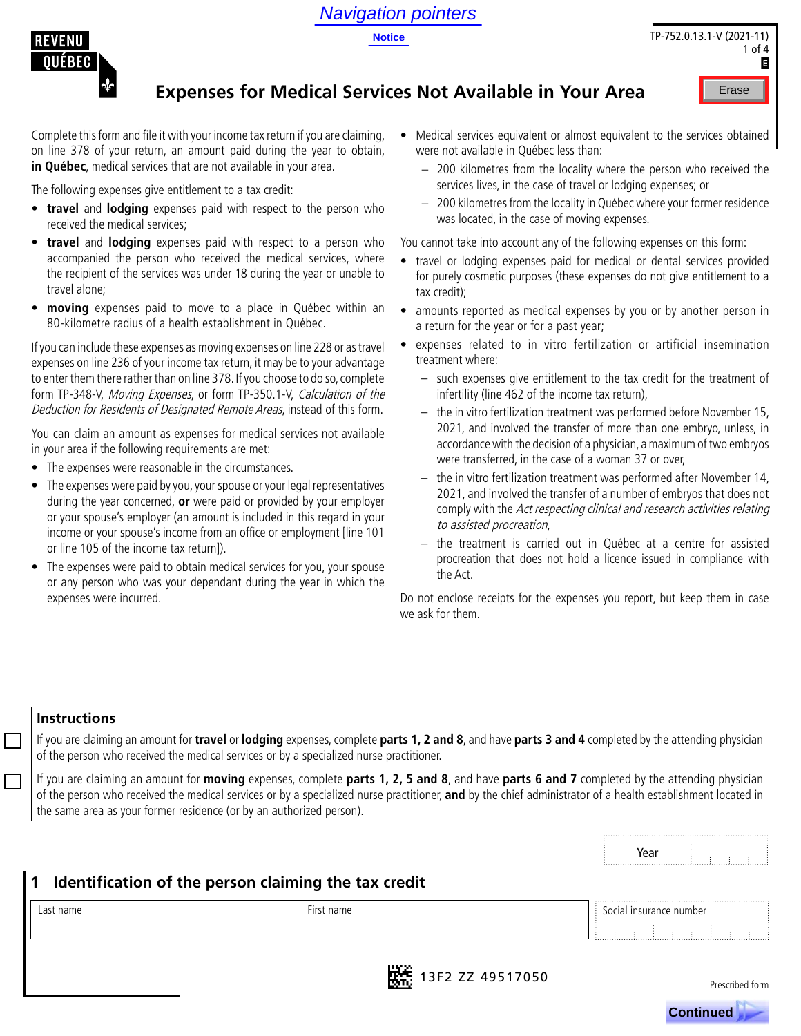Navigation pointers

Notice

TP-752.0.13.1-V (2021-11)

# Expenses for Medical Services Not Available in Your Area

Complete this form and file it with your income tax return if you are claiming, on line 378 of your return, an amount paid during the year to obtain, **in Québec**, medical services that are not available in your area.

The following expenses give entitlement to a tax credit:

- **travel** and **lodging** expenses paid with respect to the person who received the medical services;
- **travel** and **lodging** expenses paid with respect to a person who accompanied the person who received the medical services, where the recipient of the services was under 18 during the year or unable to travel alone;
- **moving** expenses paid to move to a place in Québec within an 80-kilometre radius of a health establishment in Québec.

If you can include these expenses as moving expenses on line 228 or as travel expenses on line 236 of your income tax return, it may be to your advantage to enter them there rather than on line 378. If you choose to do so, complete form TP-348-V, *Moving Expenses*, or form TP-350.1-V, *Calculation of the Deduction for Residents of Designated Remote Areas*, instead of this form.

You can claim an amount as expenses for medical services not available in your area if the following requirements are met:

- The expenses were reasonable in the circumstances.
- The expenses were paid by you, your spouse or your legal representatives during the year concerned, **or** were paid or provided by your employer or your spouse's employer (an amount is included in this regard in your income or your spouse's income from an office or employment [line 101 or line 105 of the income tax return]).
- The expenses were paid to obtain medical services for you, your spouse or any person who was your dependant during the year in which the expenses were incurred.
- Medical services equivalent or almost equivalent to the services obtained were not available in Québec less than:
  - 200 kilometres from the locality where the person who received the services lives, in the case of travel or lodging expenses; or
  - 200 kilometres from the locality in Québec where your former residence was located, in the case of moving expenses.

You cannot take into account any of the following expenses on this form:

- travel or lodging expenses paid for medical or dental services provided for purely cosmetic purposes (these expenses do not give entitlement to a tax credit);
- amounts reported as medical expenses by you or by another person in a return for the year or for a past year;
- expenses related to in vitro fertilization or artificial insemination treatment where:
  - such expenses give entitlement to the tax credit for the treatment of infertility (line 462 of the income tax return),
  - the in vitro fertilization treatment was performed before November 15, 2021, and involved the transfer of more than one embryo, unless, in accordance with the decision of a physician, a maximum of two embryos were transferred, in the case of a woman 37 or over,
  - the in vitro fertilization treatment was performed after November 14, 2021, and involved the transfer of a number of embryos that does not comply with the *Act respecting clinical and research activities relating to assisted procreation*,
  - the treatment is carried out in Québec at a centre for assisted procreation that does not hold a licence issued in compliance with the Act.

Do not enclose receipts for the expenses you report, but keep them in case we ask for them.

## Instructions

☐ If you are claiming an amount for **travel** or **lodging** expenses, complete **parts 1, 2 and 8**, and have **parts 3 and 4** completed by the attending physician of the person who received the medical services or by a specialized nurse practitioner.

☐ If you are claiming an amount for **moving** expenses, complete **parts 1, 2, 5 and 8**, and have **parts 6 and 7** completed by the attending physician of the person who received the medical services or by a specialized nurse practitioner, **and** by the chief administrator of a health establishment located in the same area as your former residence (or by an authorized person).

Year

## 1 Identification of the person claiming the tax credit

| Last name | First name | Social insurance number |
|---|---|---|
| | | |

13F2 ZZ 49517050

Prescribed form

Continued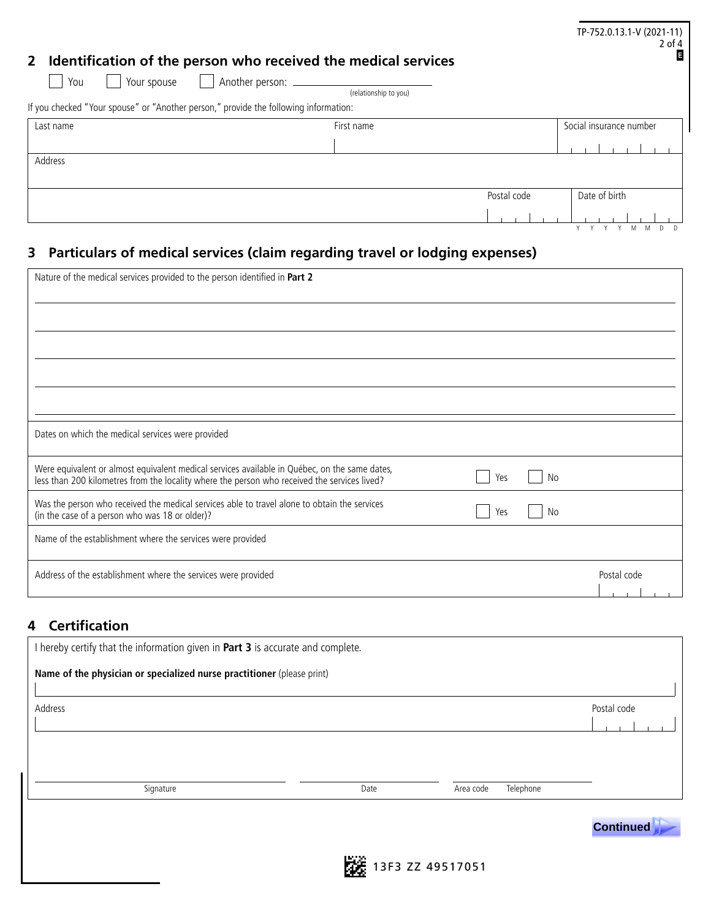## 2 Identification of the person who received the medical services

☐ You ☐ Your spouse ☐ Another person: ______________________ (relationship to you)

If you checked "Your spouse" or "Another person," provide the following information:

| Last name | First name | Social insurance number |
|---|---|---|
| Address | | |
| | Postal code | Date of birth (Y Y Y Y M M D D) |

## 3 Particulars of medical services (claim regarding travel or lodging expenses)

| | |
|---|---|
| Nature of the medical services provided to the person identified in **Part 2** | |
| Dates on which the medical services were provided | |
| Were equivalent or almost equivalent medical services available in Québec, on the same dates, less than 200 kilometres from the locality where the person who received the services lived? | ☐ Yes ☐ No |
| Was the person who received the medical services able to travel alone to obtain the services (in the case of a person who was 18 or older)? | ☐ Yes ☐ No |
| Name of the establishment where the services were provided | |
| Address of the establishment where the services were provided | Postal code |

## 4 Certification

I hereby certify that the information given in **Part 3** is accurate and complete.

**Name of the physician or specialized nurse practitioner** (please print)

Address | Postal code

Signature | Date | Area code Telephone

Continued

13F3 ZZ 49517051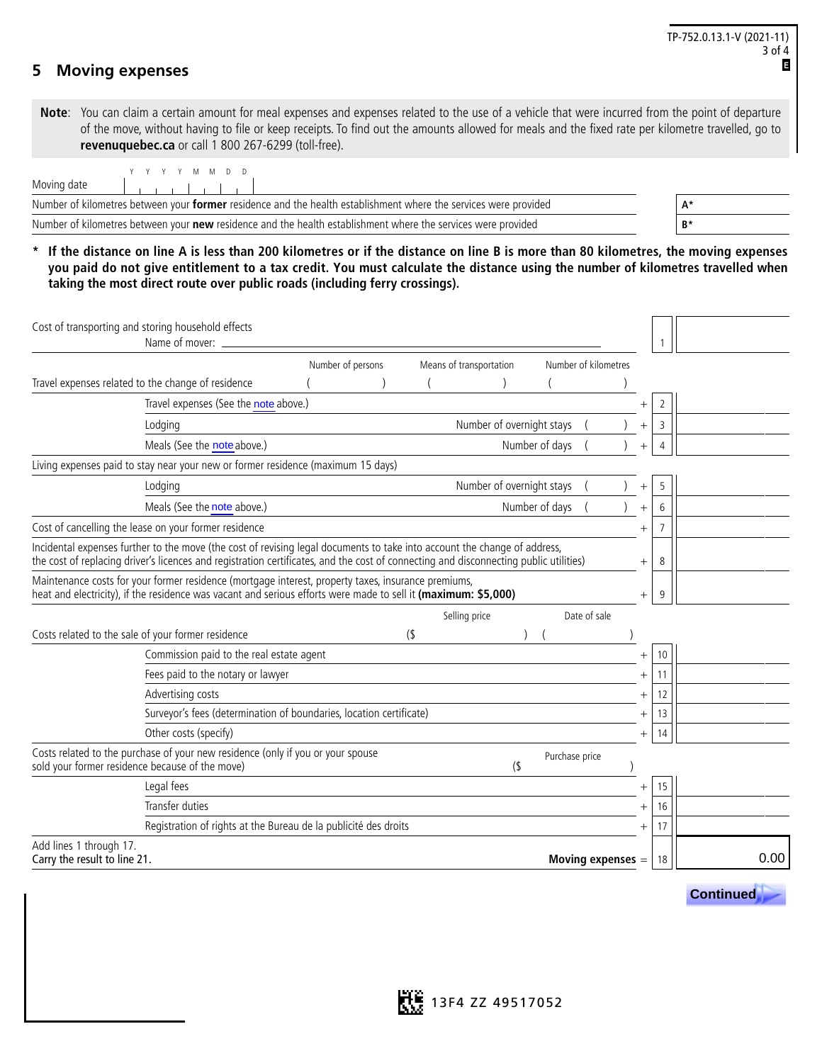## 5 Moving expenses

**Note**: You can claim a certain amount for meal expenses and expenses related to the use of a vehicle that were incurred from the point of departure of the move, without having to file or keep receipts. To find out the amounts allowed for meals and the fixed rate per kilometre travelled, go to **revenuquebec.ca** or call 1 800 267-6299 (toll-free).

| | |
|---|---|
| Moving date (YYYYMMDD) | |
| Number of kilometres between your **former** residence and the health establishment where the services were provided | A* |
| Number of kilometres between your **new** residence and the health establishment where the services were provided | B* |

\* **If the distance on line A is less than 200 kilometres or if the distance on line B is more than 80 kilometres, the moving expenses you paid do not give entitlement to a tax credit. You must calculate the distance using the number of kilometres travelled when taking the most direct route over public roads (including ferry crossings).**

| Description | | | | Line | Amount |
|---|---|---|---|---|---|
| Cost of transporting and storing household effects<br>Name of mover: | | | | 1 | |
| Travel expenses related to the change of residence | Number of persons ( ) | Means of transportation ( ) | Number of kilometres ( ) | | |
| Travel expenses (See the note above.) | | | | + 2 | |
| Lodging | | | Number of overnight stays ( ) | + 3 | |
| Meals (See the note above.) | | | Number of days ( ) | + 4 | |
| Living expenses paid to stay near your new or former residence (maximum 15 days) | | | | | |
| Lodging | | | Number of overnight stays ( ) | + 5 | |
| Meals (See the note above.) | | | Number of days ( ) | + 6 | |
| Cost of cancelling the lease on your former residence | | | | + 7 | |
| Incidental expenses further to the move (the cost of revising legal documents to take into account the change of address, the cost of replacing driver's licences and registration certificates, and the cost of connecting and disconnecting public utilities) | | | | + 8 | |
| Maintenance costs for your former residence (mortgage interest, property taxes, insurance premiums, heat and electricity), if the residence was vacant and serious efforts were made to sell it **(maximum: $5,000)** | | | | + 9 | |
| Costs related to the sale of your former residence | | Selling price ($ ) | Date of sale ( ) | | |
| Commission paid to the real estate agent | | | | + 10 | |
| Fees paid to the notary or lawyer | | | | + 11 | |
| Advertising costs | | | | + 12 | |
| Surveyor's fees (determination of boundaries, location certificate) | | | | + 13 | |
| Other costs (specify) | | | | + 14 | |
| Costs related to the purchase of your new residence (only if you or your spouse sold your former residence because of the move) | | | Purchase price ($ ) | | |
| Legal fees | | | | + 15 | |
| Transfer duties | | | | + 16 | |
| Registration of rights at the Bureau de la publicité des droits | | | | + 17 | |
| Add lines 1 through 17.<br>Carry the result to line 21. | | | **Moving expenses** | = 18 | 0.00 |

Continued

13F4 ZZ 49517052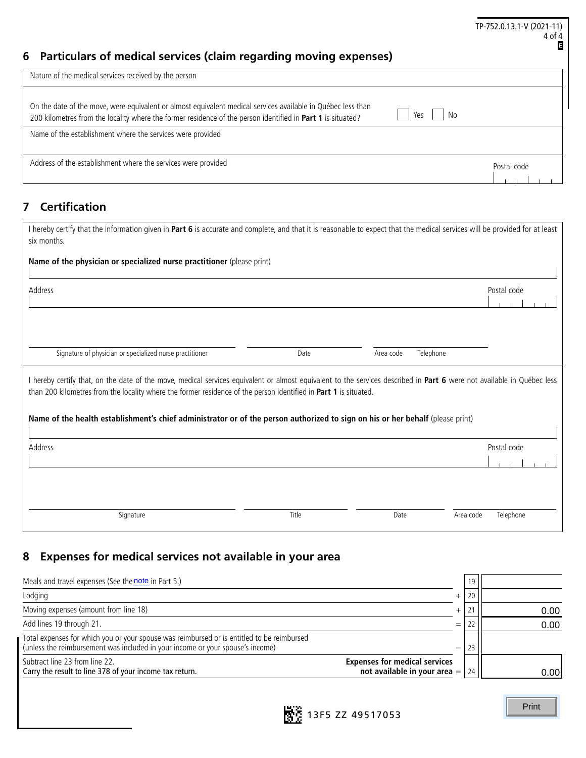## 6 Particulars of medical services (claim regarding moving expenses)

Nature of the medical services received by the person

On the date of the move, were equivalent or almost equivalent medical services available in Québec less than 200 kilometres from the locality where the former residence of the person identified in **Part 1** is situated? ☐ Yes ☐ No

Name of the establishment where the services were provided

Address of the establishment where the services were provided

Postal code

## 7 Certification

I hereby certify that the information given in **Part 6** is accurate and complete, and that it is reasonable to expect that the medical services will be provided for at least six months.

**Name of the physician or specialized nurse practitioner** (please print)

Address

Postal code

Signature of physician or specialized nurse practitioner | Date | Area code Telephone

I hereby certify that, on the date of the move, medical services equivalent or almost equivalent to the services described in **Part 6** were not available in Québec less than 200 kilometres from the locality where the former residence of the person identified in **Part 1** is situated.

**Name of the health establishment's chief administrator or of the person authorized to sign on his or her behalf** (please print)

Address

Postal code

Signature | Title | Date | Area code Telephone

## 8 Expenses for medical services not available in your area

| | | | |
|---|---|---|---|
| Meals and travel expenses (See the note in Part 5.) | | 19 | |
| Lodging | + | 20 | |
| Moving expenses (amount from line 18) | + | 21 | 0.00 |
| Add lines 19 through 21. | = | 22 | 0.00 |
| Total expenses for which you or your spouse was reimbursed or is entitled to be reimbursed (unless the reimbursement was included in your income or your spouse's income) | − | 23 | |
| Subtract line 23 from line 22. Carry the result to line 378 of your income tax return. **Expenses for medical services not available in your area** | = | 24 | 0.00 |

13F5 ZZ 49517053